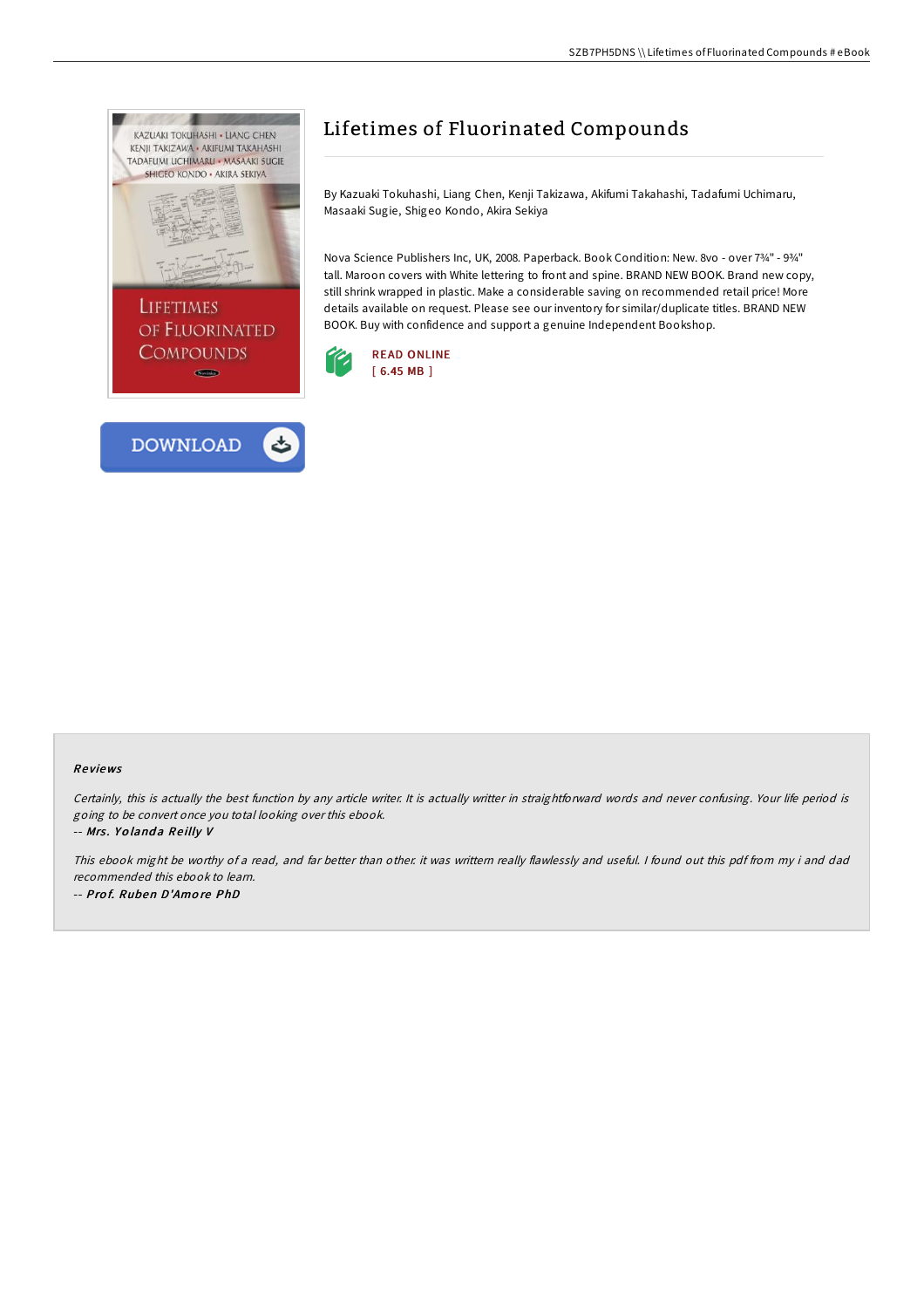# Lifetimes of Fluorinated Compounds

By Kazuaki Tokuhashi, Liang Chen, Kenji Takizawa, Akifumi Takahashi, Tadafumi Uchimaru, Masaaki Sugie, Shigeo Kondo, Akira Sekiya

Nova Science Publishers Inc, UK, 2008. Paperback. Book Condition: New. 8vo - over 7¾" - 9¾" tall. Maroon covers with White lettering to front and spine. BRAND NEW BOOK. Brand new copy, still shrink wrapped in plastic. Make a considerable saving on recommended retail price! More details available on request. Please see our inventory for similar/duplicate titles. BRAND NEW BOOK. Buy with confidence and support a genuine Independent Bookshop.

READ ONLINE
[ 6.45 MB ]

DOWNLOAD

## Reviews

*Certainly, this is actually the best function by any article writer. It is actually writter in straightforward words and never confusing. Your life period is going to be convert once you total looking over this ebook.*

-- ***Mrs. Yolanda Reilly V***

*This ebook might be worthy of a read, and far better than other. it was writtern really flawlessly and useful. I found out this pdf from my i and dad recommended this ebook to learn.*

-- ***Prof. Ruben D'Amore PhD***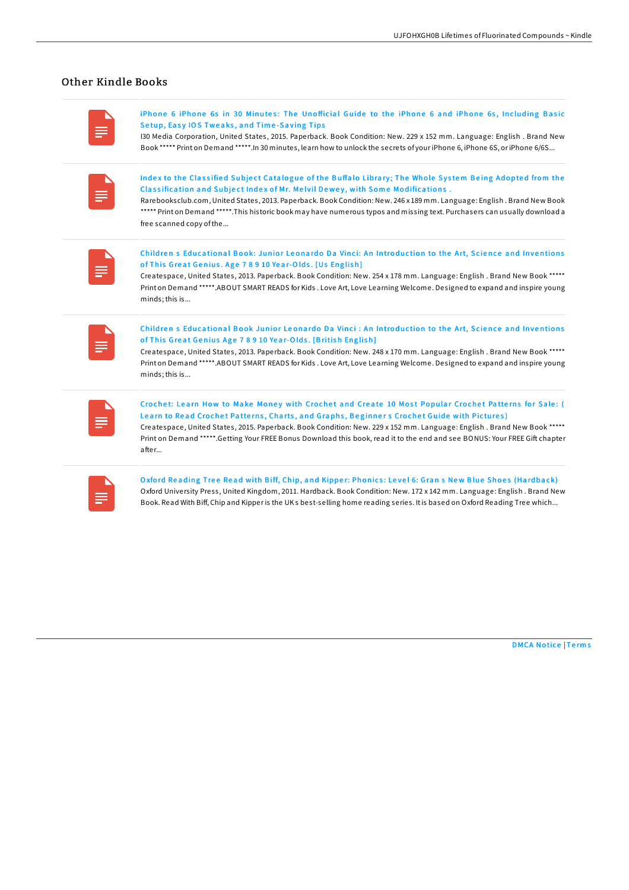## Other Kindle Books

**iPhone 6 iPhone 6s in 30 Minutes: The Unofficial Guide to the iPhone 6 and iPhone 6s, Including Basic Setup, Easy IOS Tweaks, and Time-Saving Tips**

I30 Media Corporation, United States, 2015. Paperback. Book Condition: New. 229 x 152 mm. Language: English . Brand New Book ***** Print on Demand *****.In 30 minutes, learn how to unlock the secrets of your iPhone 6, iPhone 6S, or iPhone 6/6S...

**Index to the Classified Subject Catalogue of the Buffalo Library; The Whole System Being Adopted from the Classification and Subject Index of Mr. Melvil Dewey, with Some Modifications .**

Rarebooksclub.com, United States, 2013. Paperback. Book Condition: New. 246 x 189 mm. Language: English . Brand New Book ***** Print on Demand *****.This historic book may have numerous typos and missing text. Purchasers can usually download a free scanned copy of the...

**Children s Educational Book: Junior Leonardo Da Vinci: An Introduction to the Art, Science and Inventions of This Great Genius. Age 7 8 9 10 Year-Olds. [Us English]**

Createspace, United States, 2013. Paperback. Book Condition: New. 254 x 178 mm. Language: English . Brand New Book ***** Print on Demand *****.ABOUT SMART READS for Kids . Love Art, Love Learning Welcome. Designed to expand and inspire young minds; this is...

**Children s Educational Book Junior Leonardo Da Vinci : An Introduction to the Art, Science and Inventions of This Great Genius Age 7 8 9 10 Year-Olds. [British English]**

Createspace, United States, 2013. Paperback. Book Condition: New. 248 x 170 mm. Language: English . Brand New Book ***** Print on Demand *****.ABOUT SMART READS for Kids . Love Art, Love Learning Welcome. Designed to expand and inspire young minds; this is...

**Crochet: Learn How to Make Money with Crochet and Create 10 Most Popular Crochet Patterns for Sale: ( Learn to Read Crochet Patterns, Charts, and Graphs, Beginner s Crochet Guide with Pictures)**

Createspace, United States, 2015. Paperback. Book Condition: New. 229 x 152 mm. Language: English . Brand New Book ***** Print on Demand *****.Getting Your FREE Bonus Download this book, read it to the end and see BONUS: Your FREE Gift chapter after...

**Oxford Reading Tree Read with Biff, Chip, and Kipper: Phonics: Level 6: Gran s New Blue Shoes (Hardback)**

Oxford University Press, United Kingdom, 2011. Hardback. Book Condition: New. 172 x 142 mm. Language: English . Brand New Book. Read With Biff, Chip and Kipper is the UK s best-selling home reading series. It is based on Oxford Reading Tree which...